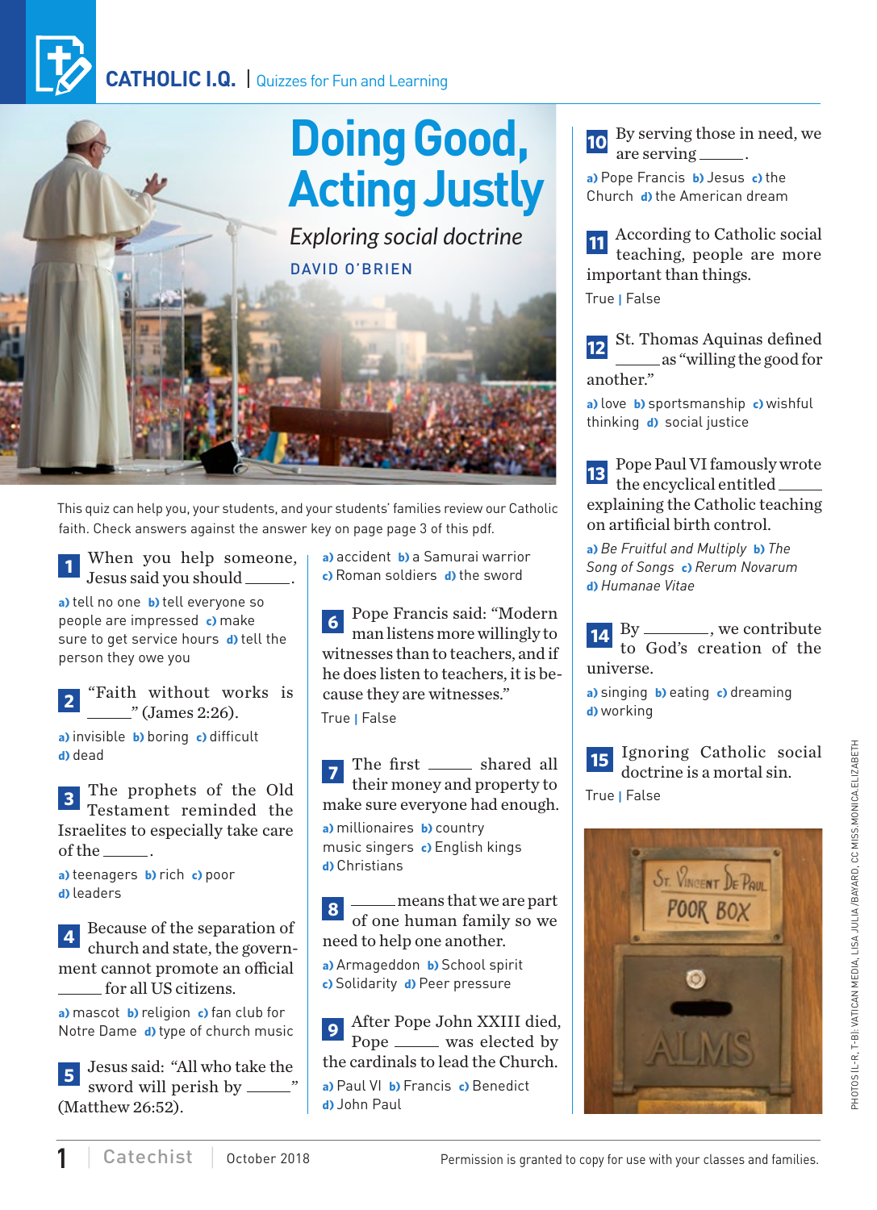CATHOLIC I.Q. | Quizzes for Fun and Learning

# Doing Good, Acting Justly

*Exploring social doctrine*

DAVID O'BRIEN

This quiz can help you, your students, and your students' families review our Catholic faith. Check answers against the answer key on page page 3 of this pdf.

**1** When you help someone, Jesus said you should _____.

a) tell no one b) tell everyone so people are impressed c) make sure to get service hours d) tell the person they owe you

**2** "Faith without works is _____" (James 2:26).

a) invisible b) boring c) difficult d) dead

**3** The prophets of the Old Testament reminded the Israelites to especially take care of the _____.

a) teenagers b) rich c) poor d) leaders

**4** Because of the separation of church and state, the government cannot promote an official _____ for all US citizens.

a) mascot b) religion c) fan club for Notre Dame d) type of church music

**5** Jesus said: "All who take the sword will perish by _____" (Matthew 26:52).

a) accident b) a Samurai warrior c) Roman soldiers d) the sword

**6** Pope Francis said: "Modern man listens more willingly to witnesses than to teachers, and if he does listen to teachers, it is because they are witnesses."

True | False

**7** The first _____ shared all their money and property to make sure everyone had enough.

a) millionaires b) country music singers c) English kings d) Christians

**8** _____ means that we are part of one human family so we need to help one another.

a) Armageddon b) School spirit c) Solidarity d) Peer pressure

**9** After Pope John XXIII died, Pope _____ was elected by the cardinals to lead the Church.

a) Paul VI b) Francis c) Benedict d) John Paul

**10** By serving those in need, we are serving _____.

a) Pope Francis b) Jesus c) the Church d) the American dream

**11** According to Catholic social teaching, people are more important than things.

True | False

**12** St. Thomas Aquinas defined _____ as "willing the good for another."

a) love b) sportsmanship c) wishful thinking d) social justice

**13** Pope Paul VI famously wrote the encyclical entitled _____ explaining the Catholic teaching on artificial birth control.

a) *Be Fruitful and Multiply* b) *The Song of Songs* c) *Rerum Novarum* d) *Humanae Vitae*

**14** By _____, we contribute to God's creation of the universe.

a) singing b) eating c) dreaming d) working

**15** Ignoring Catholic social doctrine is a mortal sin.

True | False

PHOTOS (L-R, T-B): VATICAN MEDIA, LISA JULIA /BAYARD, CC MISS.MONICA.ELIZABETH

Permission is granted to copy for use with your classes and families.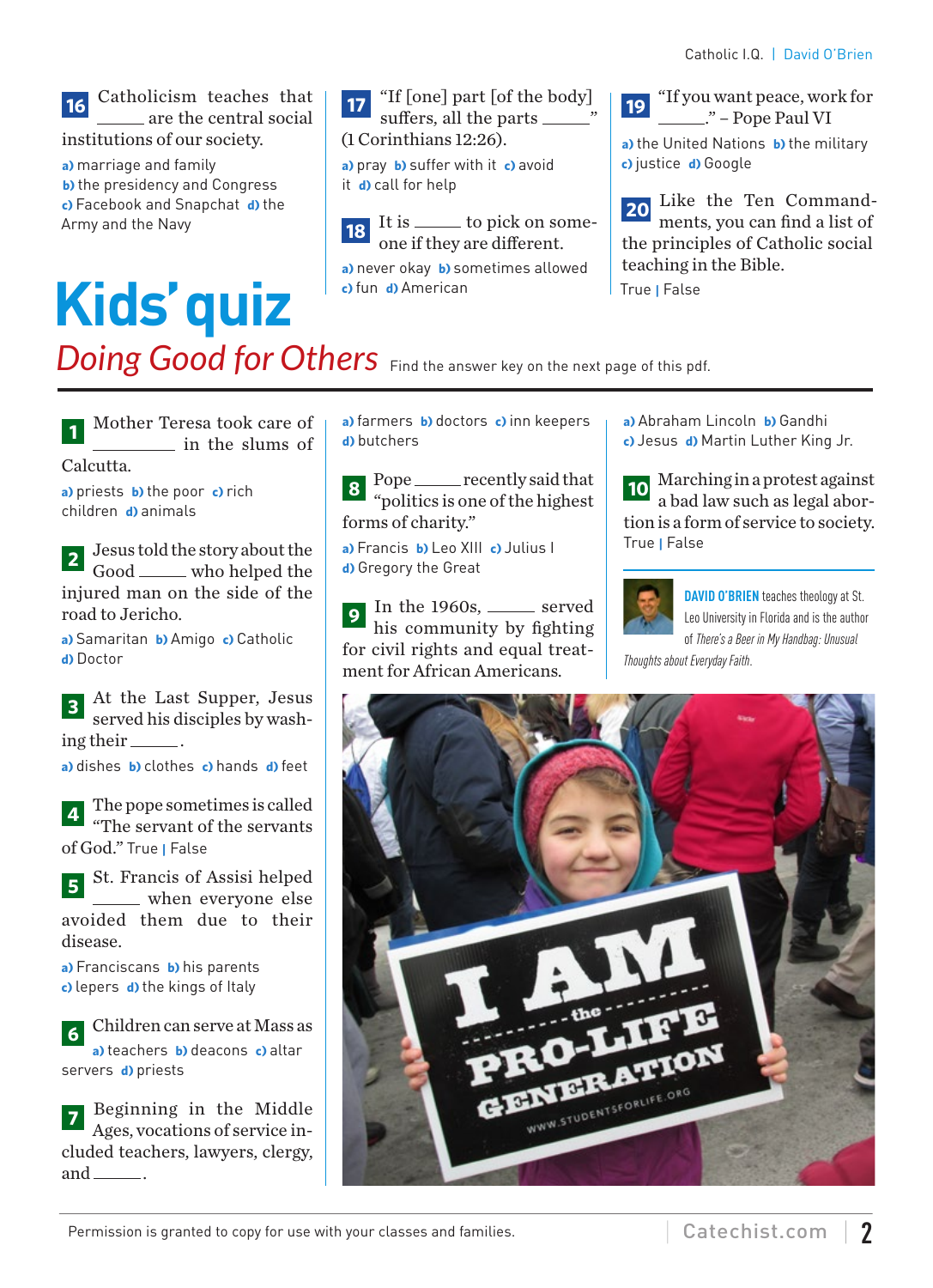# Kids' quiz

## *Doing Good for Others*

Find the answer key on the next page of this pdf.

**1** Mother Teresa took care of ________ in the slums of Calcutta.

**a)** priests **b)** the poor **c)** rich children **d)** animals

**2** Jesus told the story about the Good ______ who helped the injured man on the side of the road to Jericho.

**a)** Samaritan **b)** Amigo **c)** Catholic **d)** Doctor

**3** At the Last Supper, Jesus served his disciples by washing their _____.

**a)** dishes **b)** clothes **c)** hands **d)** feet

**4** The pope sometimes is called "The servant of the servants of God." True | False

**5** St. Francis of Assisi helped _____ when everyone else avoided them due to their disease.

**a)** Franciscans **b)** his parents **c)** lepers **d)** the kings of Italy

**6** Children can serve at Mass as

**a)** teachers **b)** deacons **c)** altar servers **d)** priests

**7** Beginning in the Middle Ages, vocations of service included teachers, lawyers, clergy, and _____.

**a)** farmers **b)** doctors **c)** inn keepers **d)** butchers

**8** Pope _____ recently said that "politics is one of the highest forms of charity."

**a)** Francis **b)** Leo XIII **c)** Julius I **d)** Gregory the Great

**9** In the 1960s, _____ served his community by fighting for civil rights and equal treatment for African Americans.

**a)** Abraham Lincoln **b)** Gandhi **c)** Jesus **d)** Martin Luther King Jr.

**10** Marching in a protest against a bad law such as legal abortion is a form of service to society. True | False

**16** Catholicism teaches that _____ are the central social institutions of our society.

**a)** marriage and family **b)** the presidency and Congress **c)** Facebook and Snapchat **d)** the Army and the Navy

**17** "If [one] part [of the body] suffers, all the parts _____" (1 Corinthians 12:26).

**a)** pray **b)** suffer with it **c)** avoid it **d)** call for help

**18** It is _____ to pick on someone if they are different.

**a)** never okay **b)** sometimes allowed **c)** fun **d)** American

**19** "If you want peace, work for _____." – Pope Paul VI

**a)** the United Nations **b)** the military **c)** justice **d)** Google

**20** Like the Ten Commandments, you can find a list of the principles of Catholic social teaching in the Bible.

True | False

**DAVID O'BRIEN** teaches theology at St. Leo University in Florida and is the author of *There's a Beer in My Handbag: Unusual Thoughts about Everyday Faith.*

Permission is granted to copy for use with your classes and families.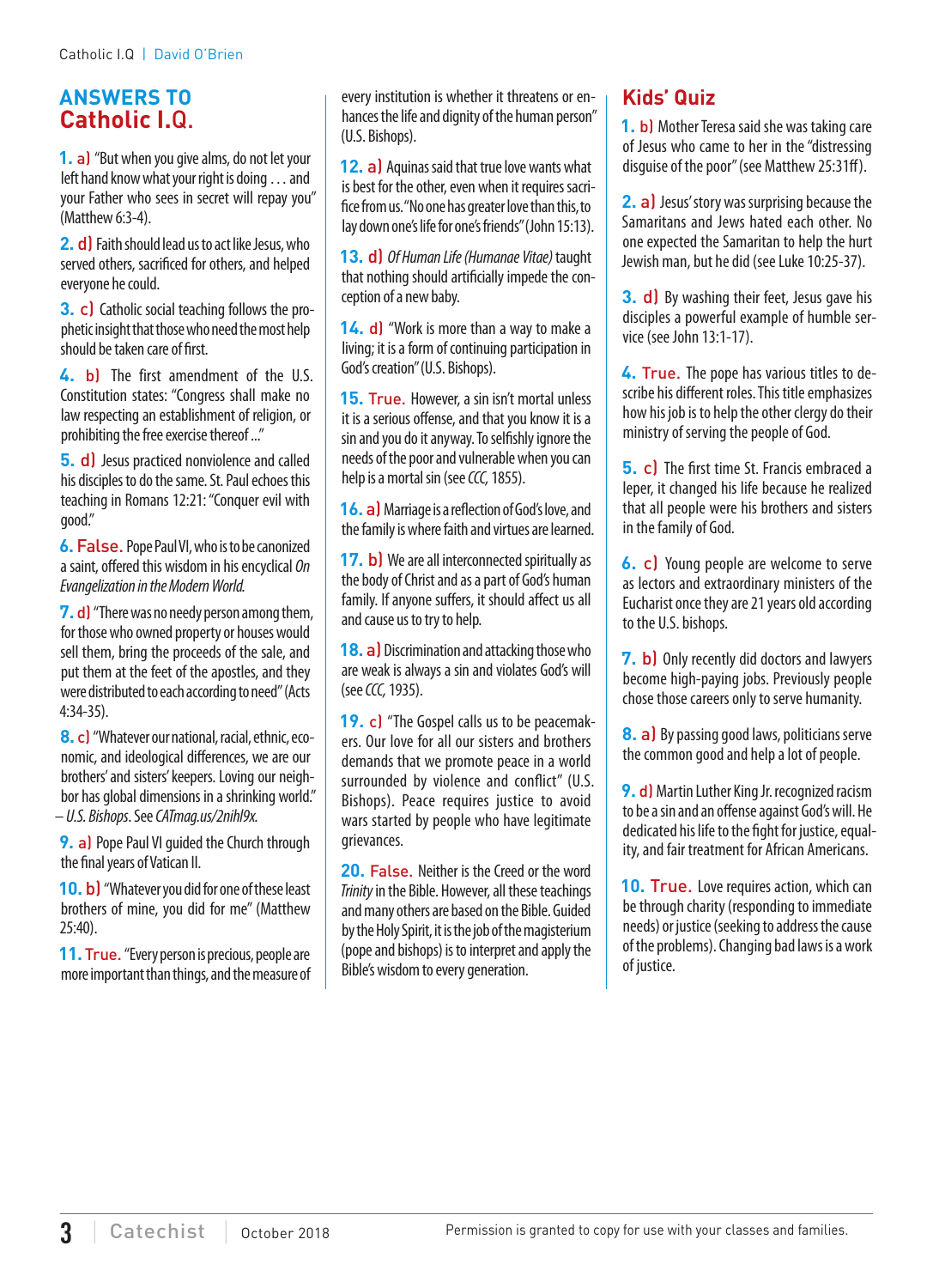## ANSWERS TO Catholic I.Q.

**1. a)** "But when you give alms, do not let your left hand know what your right is doing . . . and your Father who sees in secret will repay you" (Matthew 6:3-4).

**2. d)** Faith should lead us to act like Jesus, who served others, sacrificed for others, and helped everyone he could.

**3. c)** Catholic social teaching follows the prophetic insight that those who need the most help should be taken care of first.

**4. b)** The first amendment of the U.S. Constitution states: "Congress shall make no law respecting an establishment of religion, or prohibiting the free exercise thereof ..."

**5. d)** Jesus practiced nonviolence and called his disciples to do the same. St. Paul echoes this teaching in Romans 12:21: "Conquer evil with good."

**6. False.** Pope Paul VI, who is to be canonized a saint, offered this wisdom in his encyclical *On Evangelization in the Modern World.*

**7. d)** "There was no needy person among them, for those who owned property or houses would sell them, bring the proceeds of the sale, and put them at the feet of the apostles, and they were distributed to each according to need" (Acts 4:34-35).

**8. c)** "Whatever our national, racial, ethnic, economic, and ideological differences, we are our brothers' and sisters' keepers. Loving our neighbor has global dimensions in a shrinking world." – *U.S. Bishops*. See *CATmag.us/2nihl9x.*

**9. a)** Pope Paul VI guided the Church through the final years of Vatican II.

**10. b)** "Whatever you did for one of these least brothers of mine, you did for me" (Matthew 25:40).

**11. True.** "Every person is precious, people are more important than things, and the measure of every institution is whether it threatens or enhances the life and dignity of the human person" (U.S. Bishops).

**12. a)** Aquinas said that true love wants what is best for the other, even when it requires sacrifice from us. "No one has greater love than this, to lay down one's life for one's friends" (John 15:13).

**13. d)** *Of Human Life (Humanae Vitae)* taught that nothing should artificially impede the conception of a new baby.

**14. d)** "Work is more than a way to make a living; it is a form of continuing participation in God's creation" (U.S. Bishops).

**15. True.** However, a sin isn't mortal unless it is a serious offense, and that you know it is a sin and you do it anyway. To selfishly ignore the needs of the poor and vulnerable when you can help is a mortal sin (see *CCC,* 1855).

**16. a)** Marriage is a reflection of God's love, and the family is where faith and virtues are learned.

**17. b)** We are all interconnected spiritually as the body of Christ and as a part of God's human family. If anyone suffers, it should affect us all and cause us to try to help.

**18. a)** Discrimination and attacking those who are weak is always a sin and violates God's will (see *CCC,* 1935).

**19. c)** "The Gospel calls us to be peacemakers. Our love for all our sisters and brothers demands that we promote peace in a world surrounded by violence and conflict" (U.S. Bishops). Peace requires justice to avoid wars started by people who have legitimate grievances.

**20. False.** Neither is the Creed or the word *Trinity* in the Bible. However, all these teachings and many others are based on the Bible. Guided by the Holy Spirit, it is the job of the magisterium (pope and bishops) is to interpret and apply the Bible's wisdom to every generation.

## Kids' Quiz

**1. b)** Mother Teresa said she was taking care of Jesus who came to her in the "distressing disguise of the poor" (see Matthew 25:31ff).

**2. a)** Jesus' story was surprising because the Samaritans and Jews hated each other. No one expected the Samaritan to help the hurt Jewish man, but he did (see Luke 10:25-37).

**3. d)** By washing their feet, Jesus gave his disciples a powerful example of humble service (see John 13:1-17).

**4. True.** The pope has various titles to describe his different roles. This title emphasizes how his job is to help the other clergy do their ministry of serving the people of God.

**5. c)** The first time St. Francis embraced a leper, it changed his life because he realized that all people were his brothers and sisters in the family of God.

**6. c)** Young people are welcome to serve as lectors and extraordinary ministers of the Eucharist once they are 21 years old according to the U.S. bishops.

**7. b)** Only recently did doctors and lawyers become high-paying jobs. Previously people chose those careers only to serve humanity.

**8. a)** By passing good laws, politicians serve the common good and help a lot of people.

**9. d)** Martin Luther King Jr. recognized racism to be a sin and an offense against God's will. He dedicated his life to the fight for justice, equality, and fair treatment for African Americans.

**10. True.** Love requires action, which can be through charity (responding to immediate needs) or justice (seeking to address the cause of the problems). Changing bad laws is a work of justice.

Permission is granted to copy for use with your classes and families.